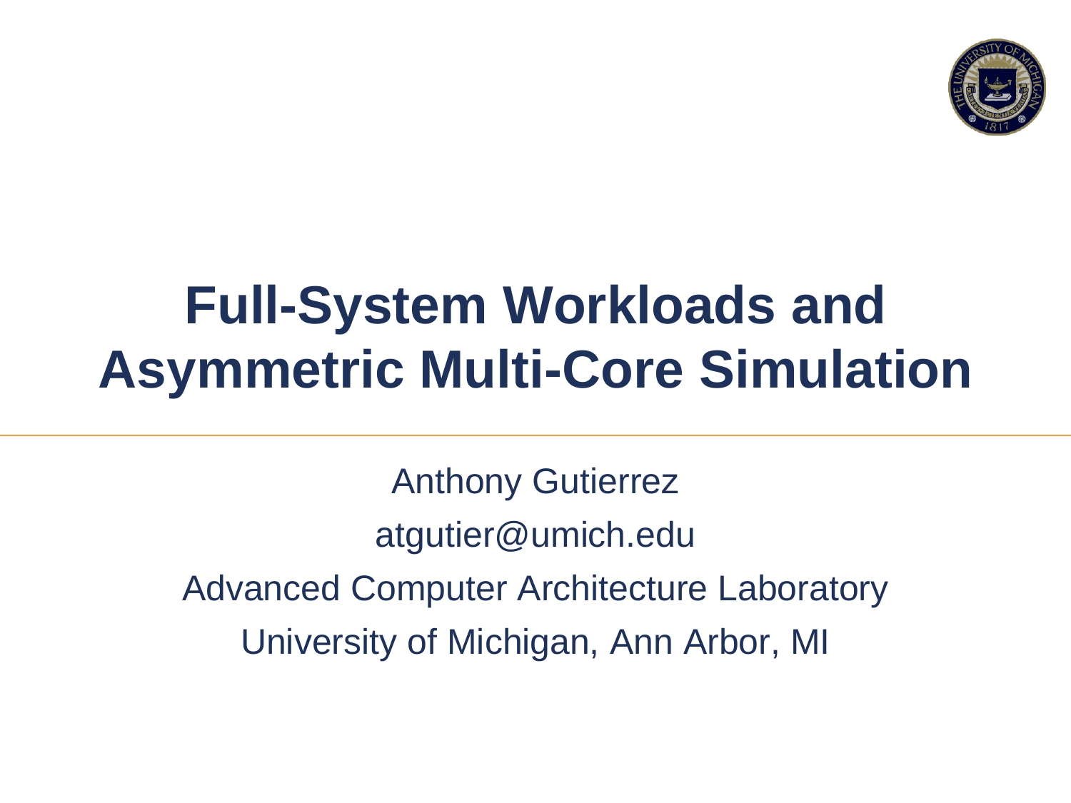# Full-System Workloads and Asymmetric Multi-Core Simulation

Anthony Gutierrez

atgutier@umich.edu

Advanced Computer Architecture Laboratory

University of Michigan, Ann Arbor, MI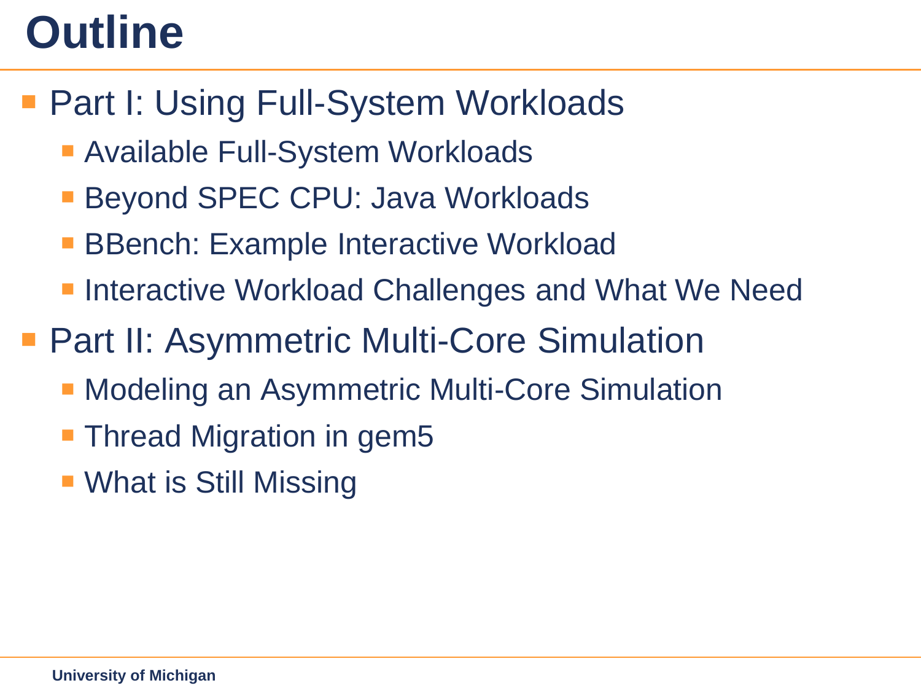# Outline

- Part I: Using Full-System Workloads
  - Available Full-System Workloads
  - Beyond SPEC CPU: Java Workloads
  - BBench: Example Interactive Workload
  - Interactive Workload Challenges and What We Need
- Part II: Asymmetric Multi-Core Simulation
  - Modeling an Asymmetric Multi-Core Simulation
  - Thread Migration in gem5
  - What is Still Missing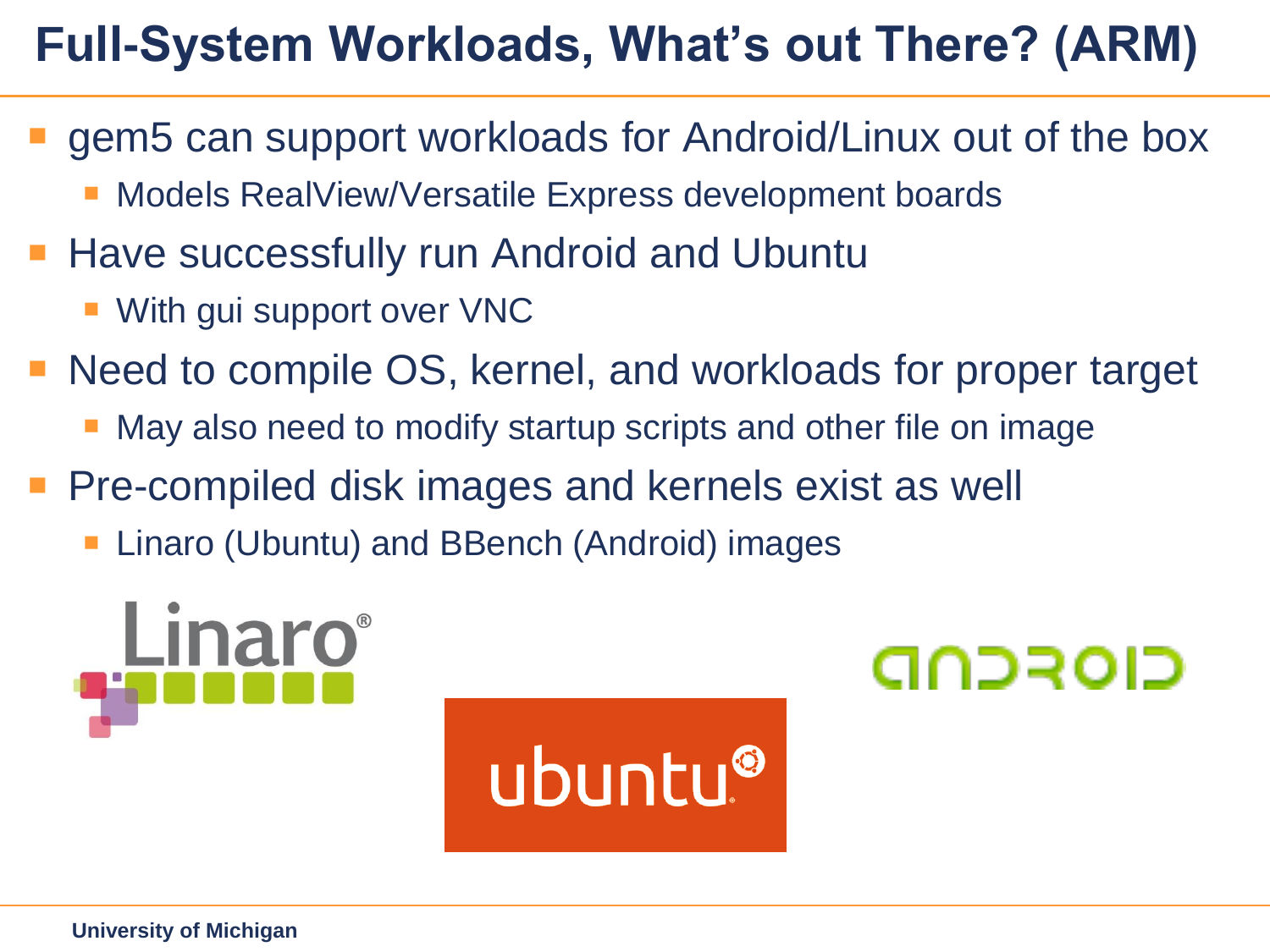# Full-System Workloads, What's out There? (ARM)

- gem5 can support workloads for Android/Linux out of the box
  - Models RealView/Versatile Express development boards
- Have successfully run Android and Ubuntu
  - With gui support over VNC
- Need to compile OS, kernel, and workloads for proper target
  - May also need to modify startup scripts and other file on image
- Pre-compiled disk images and kernels exist as well
  - Linaro (Ubuntu) and BBench (Android) images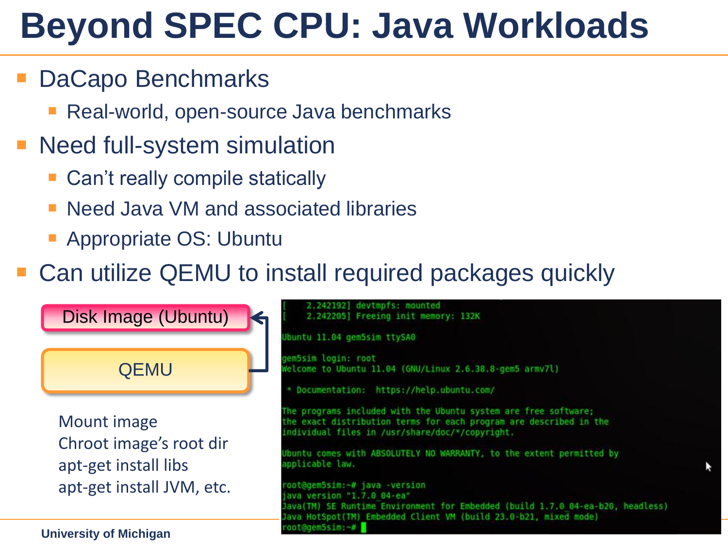# Beyond SPEC CPU: Java Workloads

- DaCapo Benchmarks
  - Real-world, open-source Java benchmarks
- Need full-system simulation
  - Can't really compile statically
  - Need Java VM and associated libraries
  - Appropriate OS: Ubuntu
- Can utilize QEMU to install required packages quickly

Disk Image (Ubuntu)

QEMU

Mount image
Chroot image's root dir
apt-get install libs
apt-get install JVM, etc.

```
[    2.242192] devtmpfs: mounted
[    2.242205] Freeing init memory: 132K

Ubuntu 11.04 gem5sim ttySA0

gem5sim login: root
Welcome to Ubuntu 11.04 (GNU/Linux 2.6.38.8-gem5 armv7l)

 * Documentation:  https://help.ubuntu.com/

The programs included with the Ubuntu system are free software;
the exact distribution terms for each program are described in the
individual files in /usr/share/doc/*/copyright.

Ubuntu comes with ABSOLUTELY NO WARRANTY, to the extent permitted by
applicable law.

root@gem5sim:~# java -version
java version "1.7.0_04-ea"
Java(TM) SE Runtime Environment for Embedded (build 1.7.0_04-ea-b20, headless)
Java HotSpot(TM) Embedded Client VM (build 23.0-b21, mixed mode)
root@gem5sim:~#
```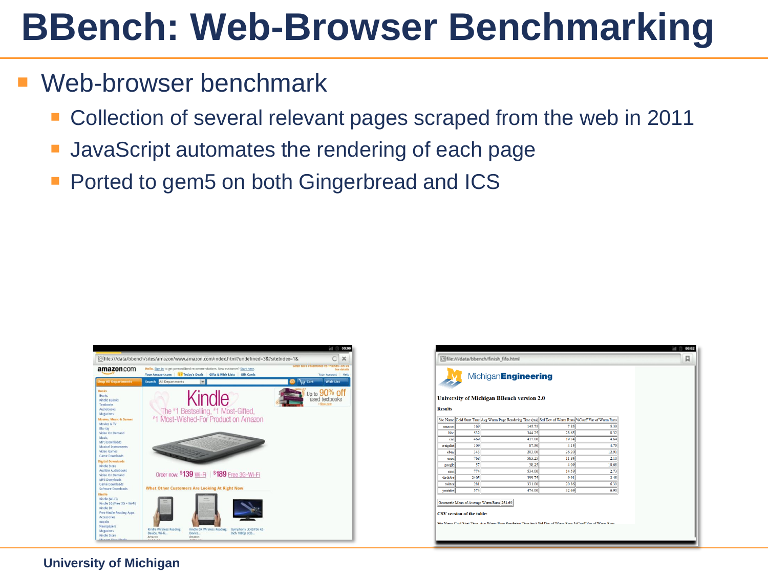# BBench: Web-Browser Benchmarking

- Web-browser benchmark
  - Collection of several relevant pages scraped from the web in 2011
  - JavaScript automates the rendering of each page
  - Ported to gem5 on both Gingerbread and ICS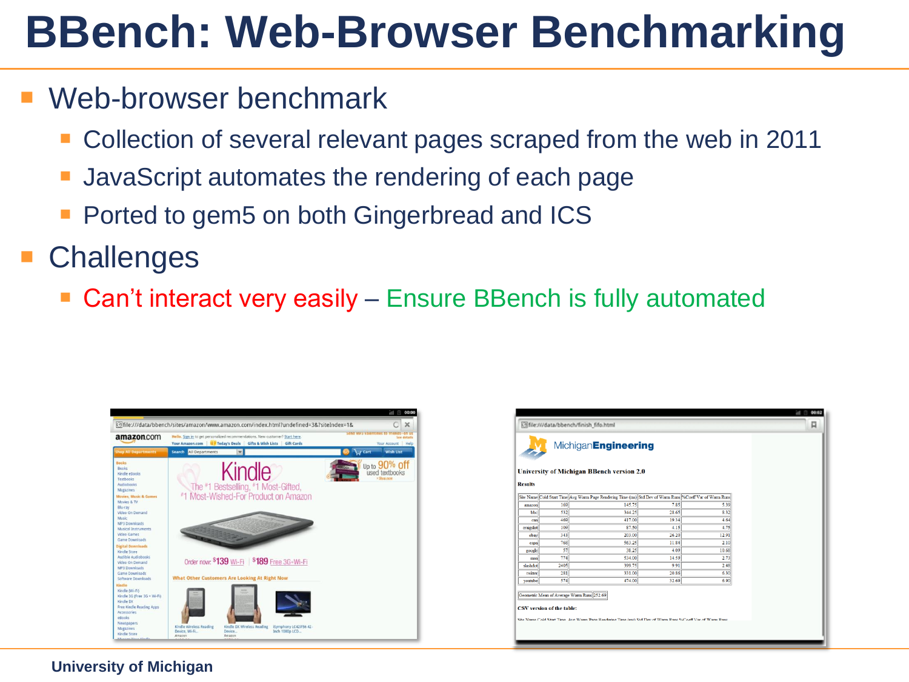# BBench: Web-Browser Benchmarking

- Web-browser benchmark
  - Collection of several relevant pages scraped from the web in 2011
  - JavaScript automates the rendering of each page
  - Ported to gem5 on both Gingerbread and ICS
- Challenges
  - Can't interact very easily – Ensure BBench is fully automated

University of Michigan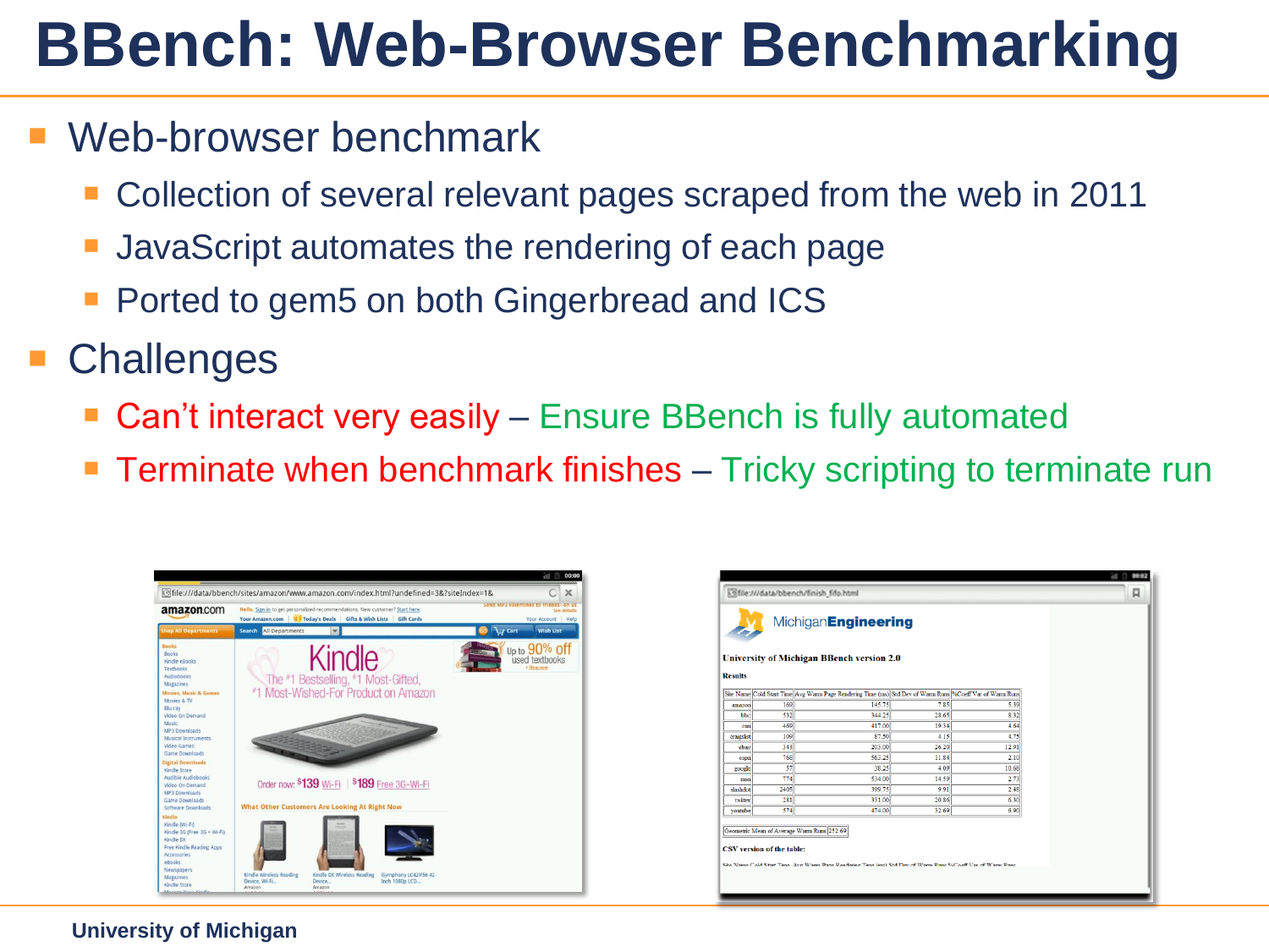# BBench: Web-Browser Benchmarking

- Web-browser benchmark
  - Collection of several relevant pages scraped from the web in 2011
  - JavaScript automates the rendering of each page
  - Ported to gem5 on both Gingerbread and ICS
- Challenges
  - Can't interact very easily – Ensure BBench is fully automated
  - Terminate when benchmark finishes – Tricky scripting to terminate run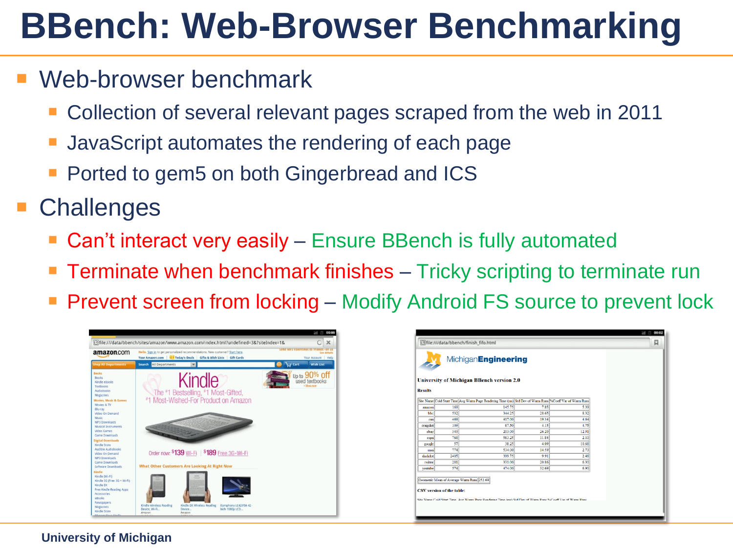# BBench: Web-Browser Benchmarking

- Web-browser benchmark
  - Collection of several relevant pages scraped from the web in 2011
  - JavaScript automates the rendering of each page
  - Ported to gem5 on both Gingerbread and ICS
- Challenges
  - Can't interact very easily – Ensure BBench is fully automated
  - Terminate when benchmark finishes – Tricky scripting to terminate run
  - Prevent screen from locking – Modify Android FS source to prevent lock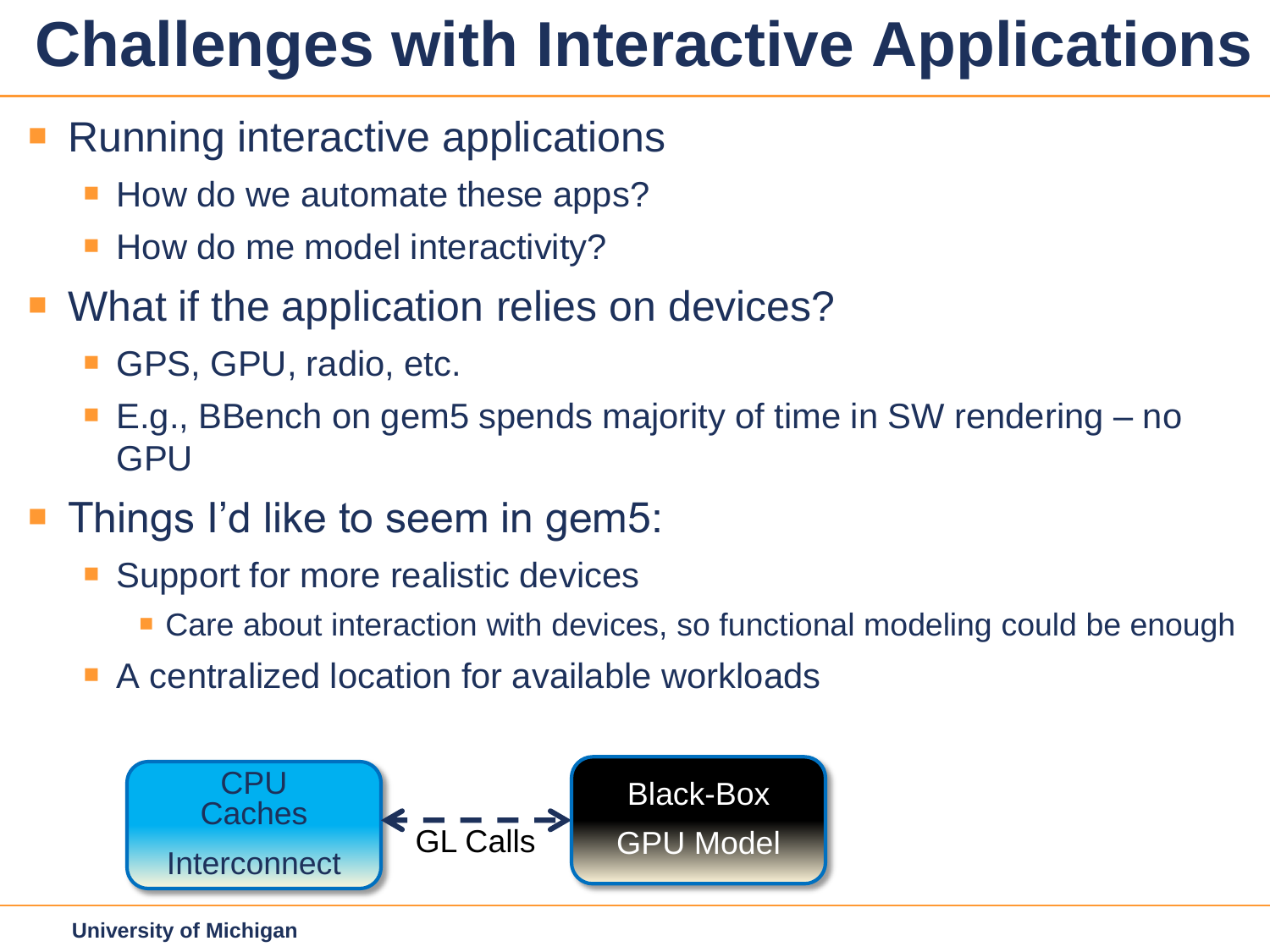# Challenges with Interactive Applications

- Running interactive applications
  - How do we automate these apps?
  - How do me model interactivity?
- What if the application relies on devices?
  - GPS, GPU, radio, etc.
  - E.g., BBench on gem5 spends majority of time in SW rendering – no GPU
- Things I'd like to seem in gem5:
  - Support for more realistic devices
    - Care about interaction with devices, so functional modeling could be enough
  - A centralized location for available workloads

CPU
Caches
Interconnect

GL Calls

Black-Box
GPU Model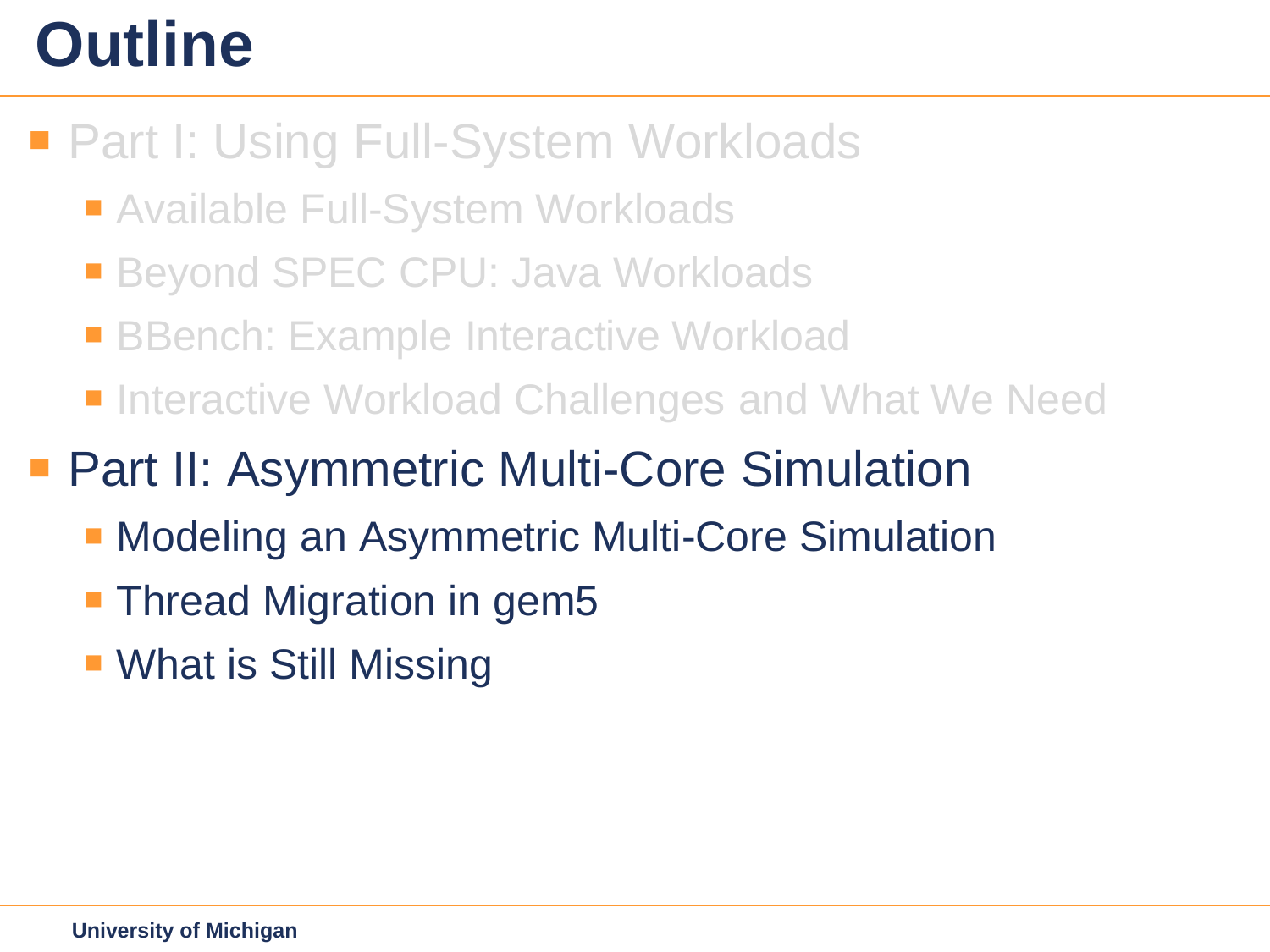# Outline

- Part I: Using Full-System Workloads
  - Available Full-System Workloads
  - Beyond SPEC CPU: Java Workloads
  - BBench: Example Interactive Workload
  - Interactive Workload Challenges and What We Need
- Part II: Asymmetric Multi-Core Simulation
  - Modeling an Asymmetric Multi-Core Simulation
  - Thread Migration in gem5
  - What is Still Missing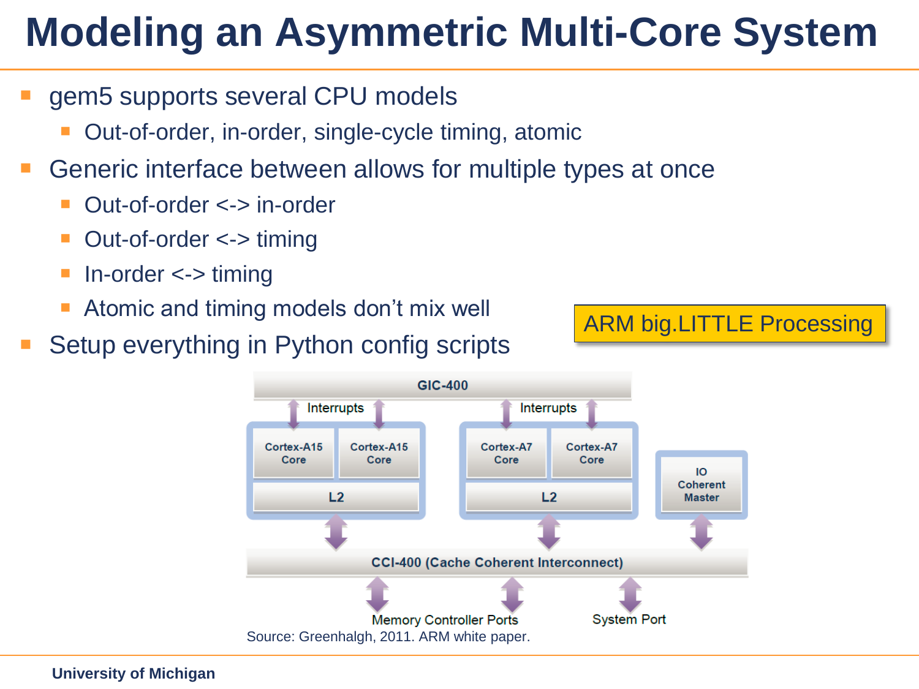# Modeling an Asymmetric Multi-Core System

- gem5 supports several CPU models
  - Out-of-order, in-order, single-cycle timing, atomic
- Generic interface between allows for multiple types at once
  - Out-of-order <-> in-order
  - Out-of-order <-> timing
  - In-order <-> timing
  - Atomic and timing models don't mix well
- Setup everything in Python config scripts

ARM big.LITTLE Processing

GIC-400

Interrupts — Cortex-A15 Core, Cortex-A15 Core, L2

Interrupts — Cortex-A7 Core, Cortex-A7 Core, L2

IO Coherent Master

CCI-400 (Cache Coherent Interconnect)

Memory Controller Ports — System Port

Source: Greenhalgh, 2011. ARM white paper.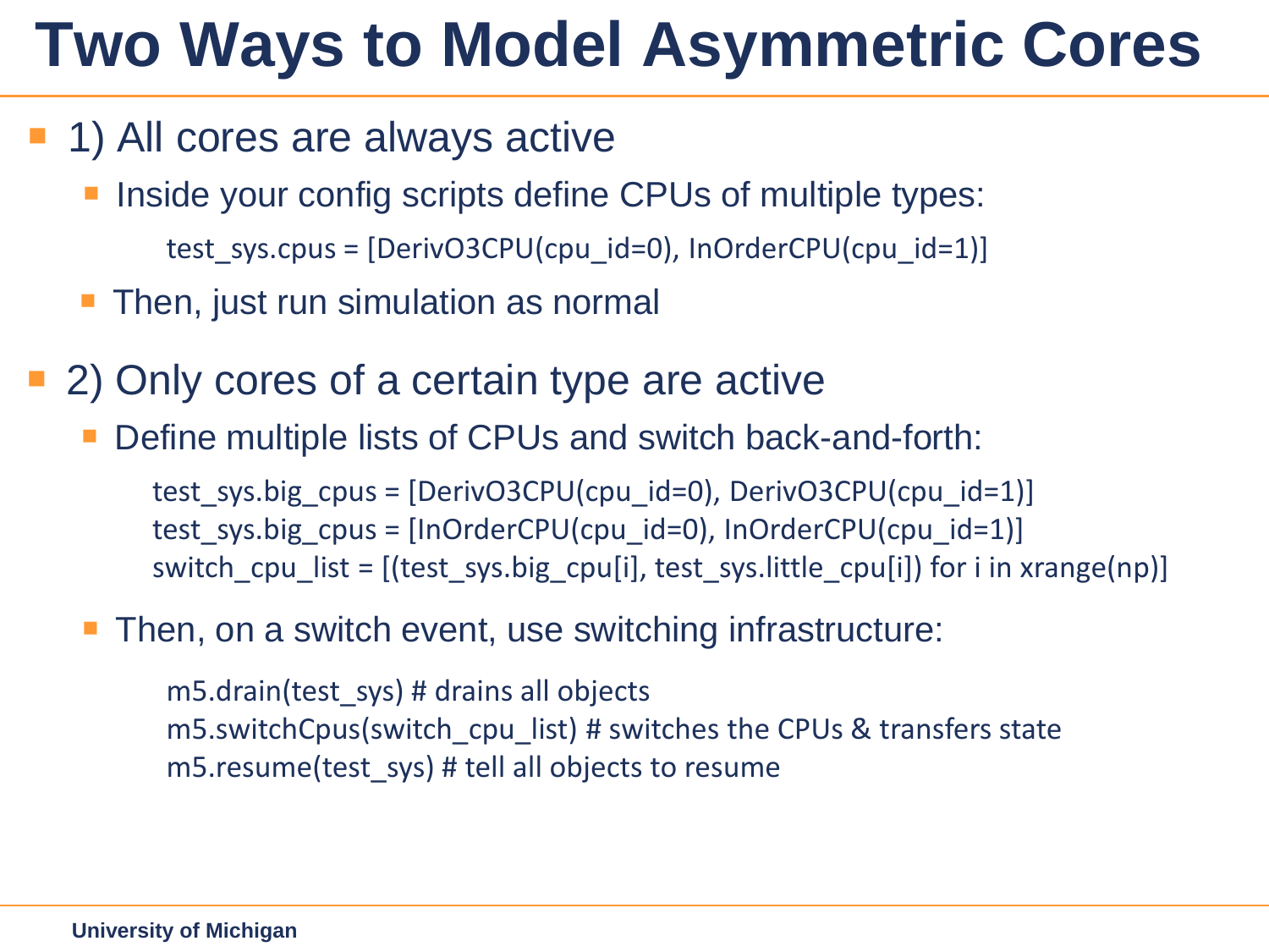# Two Ways to Model Asymmetric Cores

- 1) All cores are always active
  - Inside your config scripts define CPUs of multiple types:

    ```
    test_sys.cpus = [DerivO3CPU(cpu_id=0), InOrderCPU(cpu_id=1)]
    ```

  - Then, just run simulation as normal
- 2) Only cores of a certain type are active
  - Define multiple lists of CPUs and switch back-and-forth:

    ```
    test_sys.big_cpus = [DerivO3CPU(cpu_id=0), DerivO3CPU(cpu_id=1)]
    test_sys.big_cpus = [InOrderCPU(cpu_id=0), InOrderCPU(cpu_id=1)]
    switch_cpu_list = [(test_sys.big_cpu[i], test_sys.little_cpu[i]) for i in xrange(np)]
    ```

  - Then, on a switch event, use switching infrastructure:

    ```
    m5.drain(test_sys) # drains all objects
    m5.switchCpus(switch_cpu_list) # switches the CPUs & transfers state
    m5.resume(test_sys) # tell all objects to resume
    ```

University of Michigan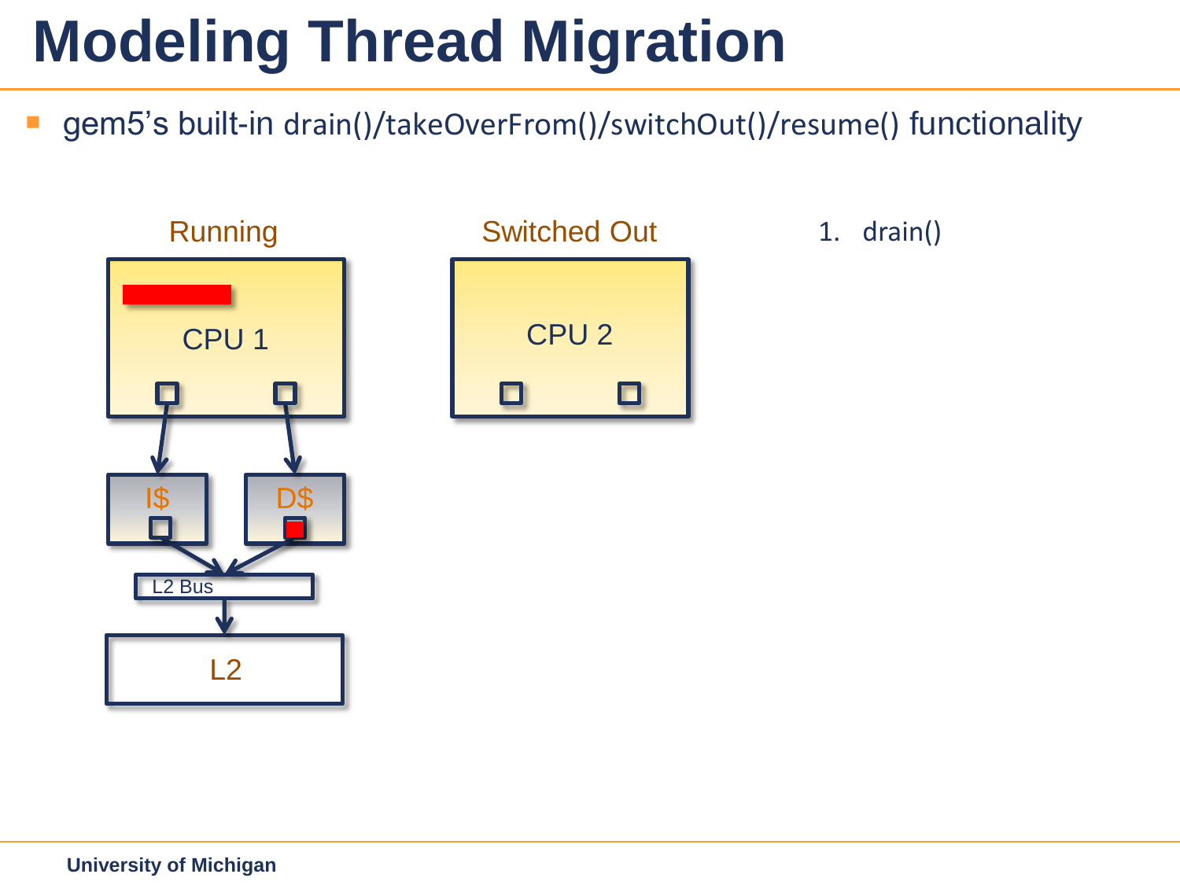# Modeling Thread Migration

- gem5's built-in drain()/takeOverFrom()/switchOut()/resume() functionality

Running

CPU 1

I$

D$

L2 Bus

L2

Switched Out

CPU 2

1. drain()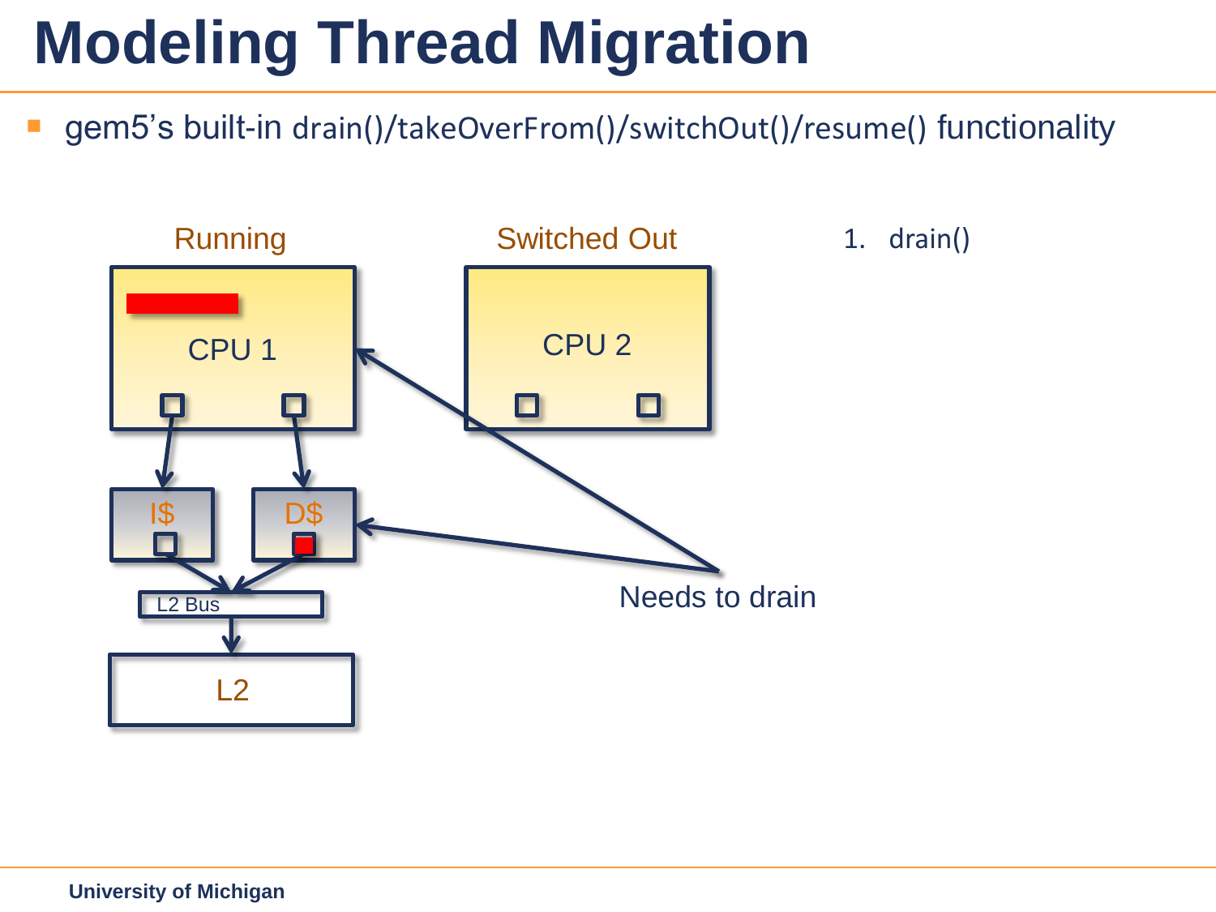# Modeling Thread Migration

- gem5's built-in drain()/takeOverFrom()/switchOut()/resume() functionality

Running

CPU 1

Switched Out

CPU 2

I$

D$

L2 Bus

L2

Needs to drain

1. drain()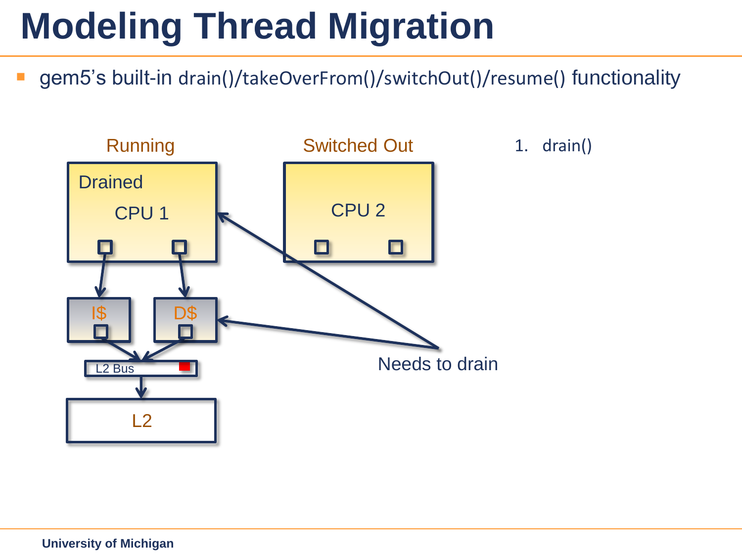# Modeling Thread Migration

- gem5's built-in drain()/takeOverFrom()/switchOut()/resume() functionality

Running

Drained

CPU 1

I$

D$

L2 Bus

L2

Switched Out

CPU 2

Needs to drain

1. drain()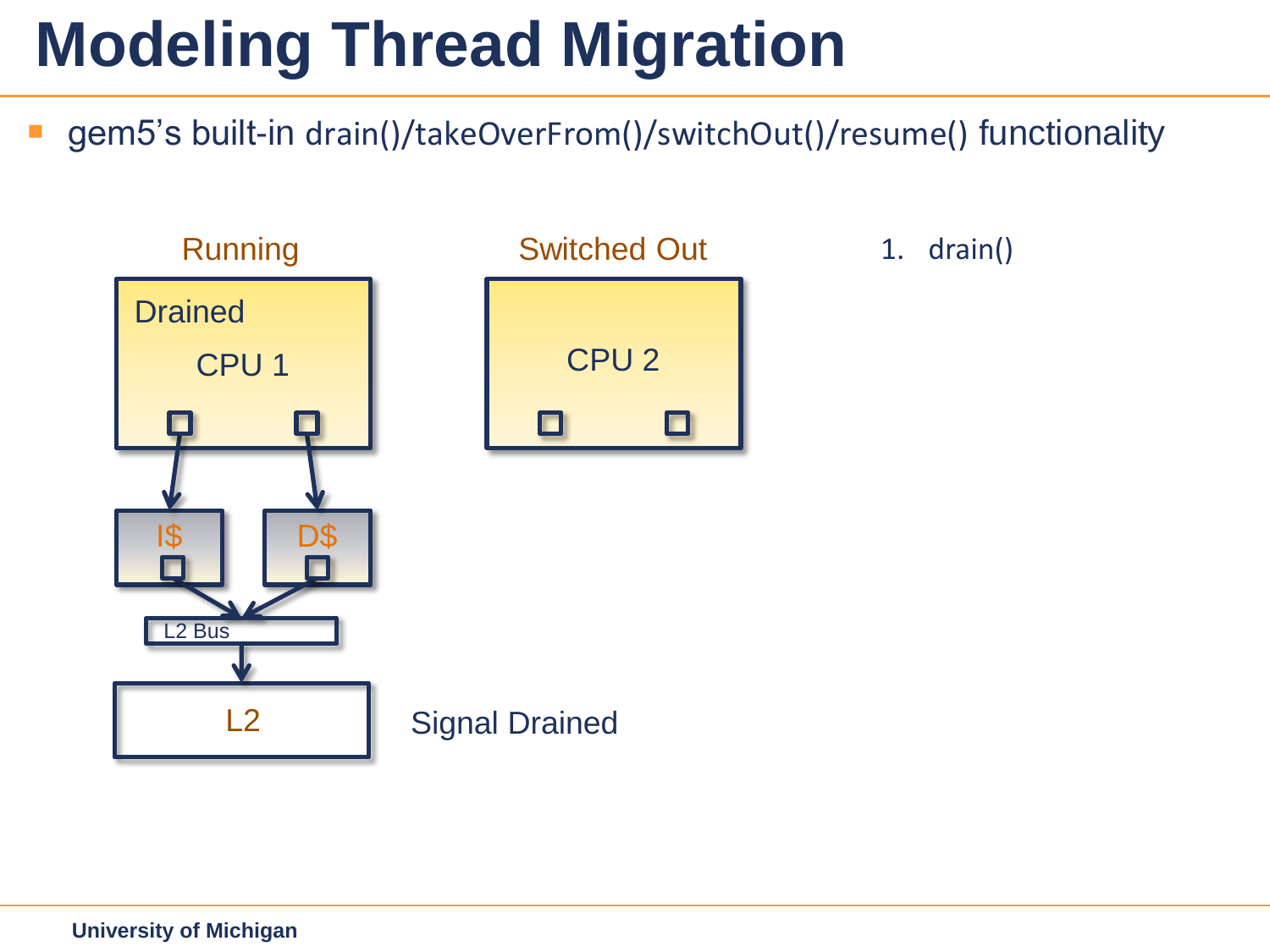# Modeling Thread Migration

- gem5's built-in drain()/takeOverFrom()/switchOut()/resume() functionality

Running

Drained

CPU 1

I$

D$

L2 Bus

L2

Switched Out

CPU 2

Signal Drained

1. drain()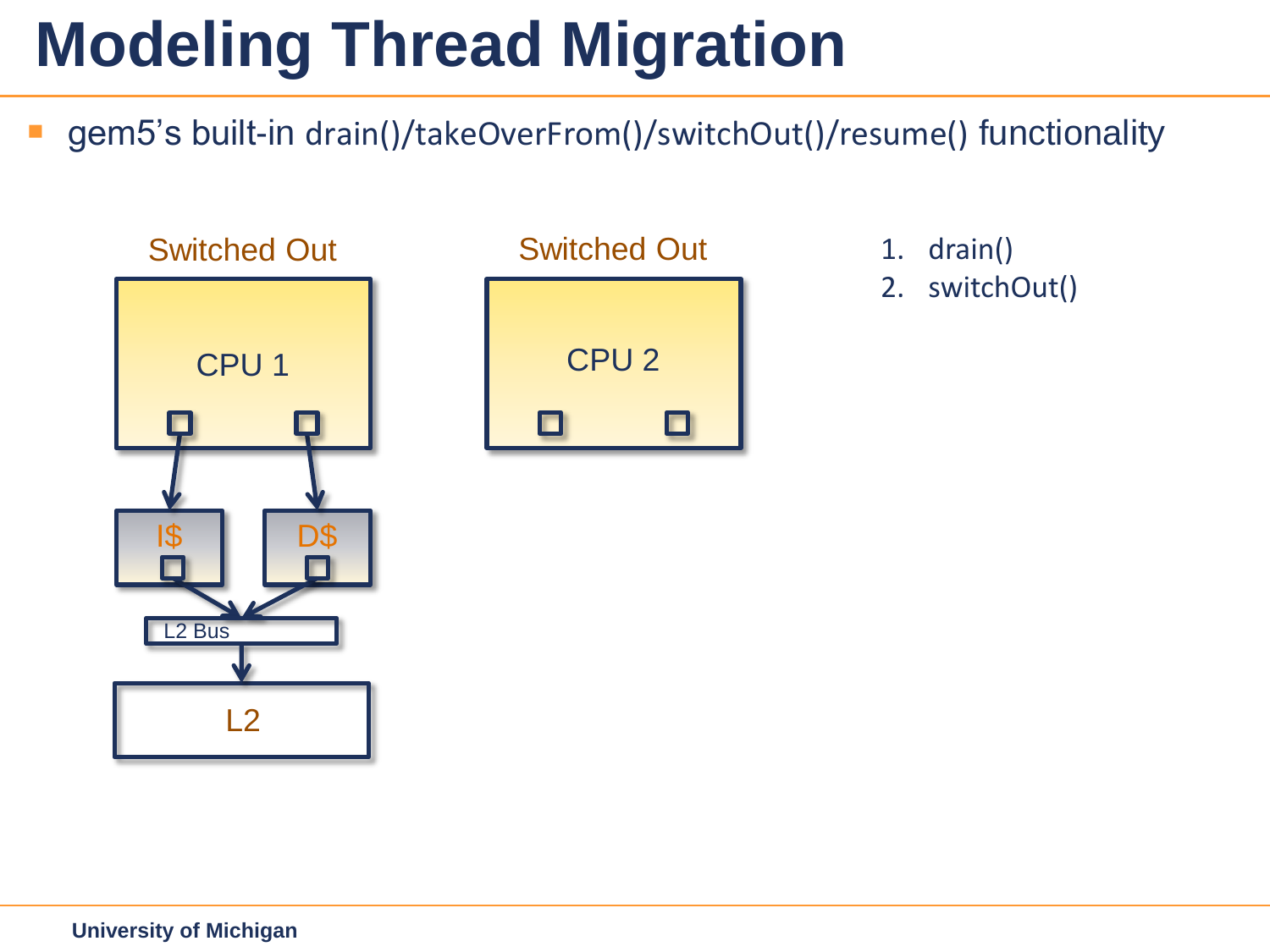# Modeling Thread Migration

- gem5's built-in drain()/takeOverFrom()/switchOut()/resume() functionality

Switched Out | Switched Out

CPU 1 | CPU 2

I$ | D$

L2 Bus

L2

1. drain()
2. switchOut()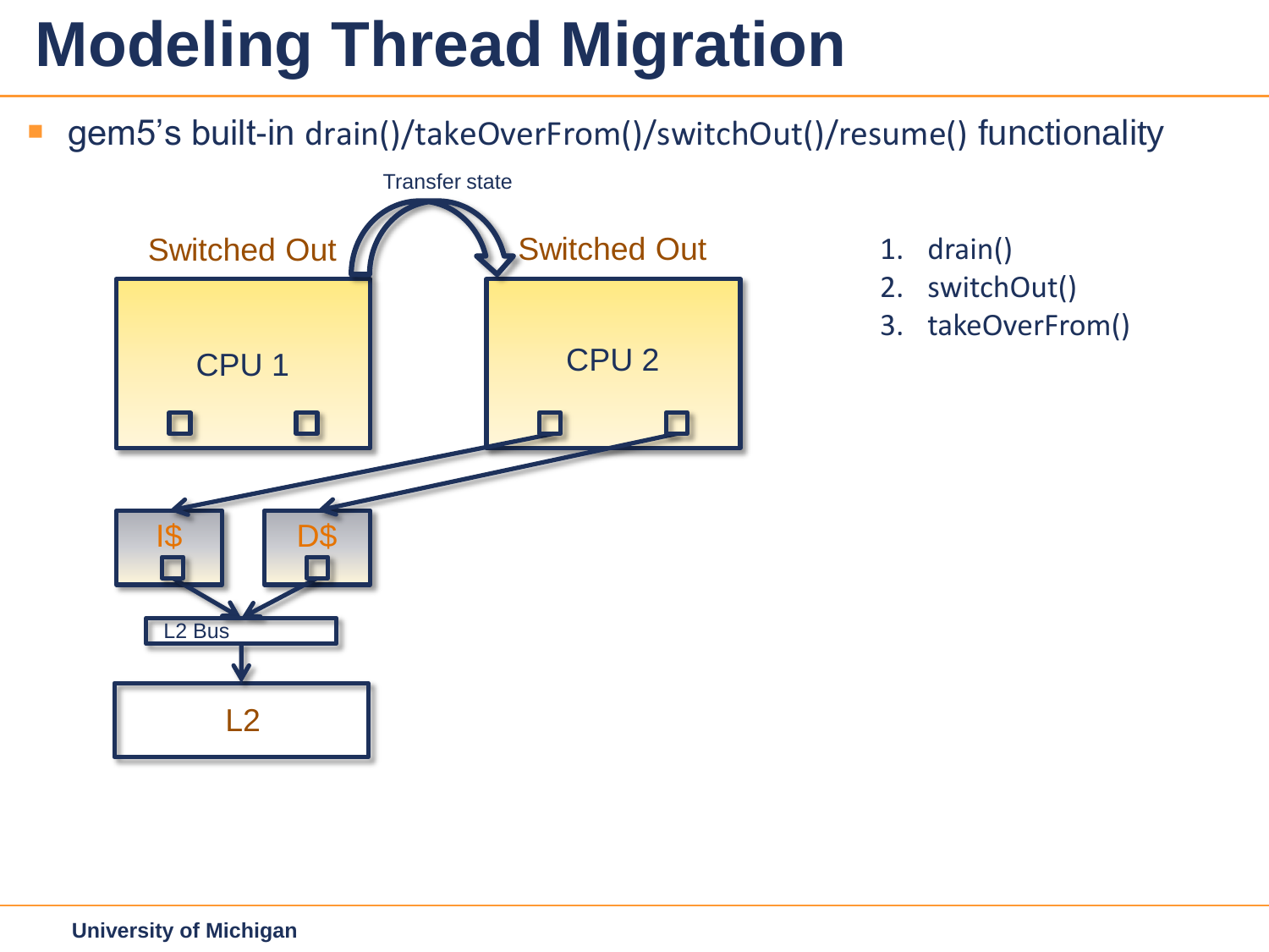# Modeling Thread Migration

- gem5's built-in drain()/takeOverFrom()/switchOut()/resume() functionality

Transfer state

Switched Out — CPU 1

Switched Out — CPU 2

I$ D$

L2 Bus

L2

1. drain()
2. switchOut()
3. takeOverFrom()

University of Michigan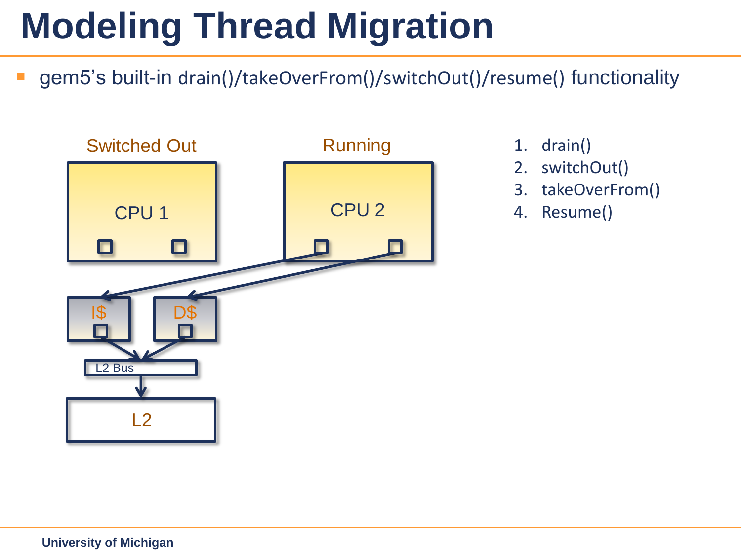# Modeling Thread Migration

- gem5's built-in drain()/takeOverFrom()/switchOut()/resume() functionality

Switched Out

CPU 1

Running

CPU 2

I$

D$

L2 Bus

L2

1. drain()
2. switchOut()
3. takeOverFrom()
4. Resume()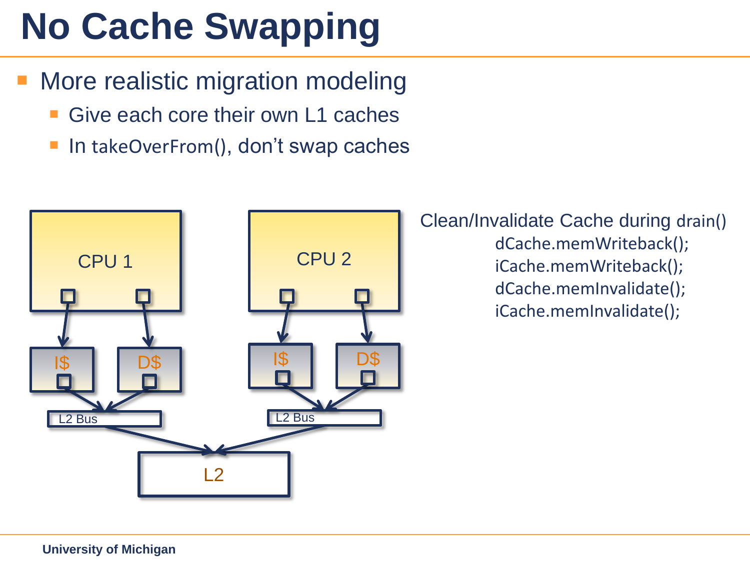# No Cache Swapping

- More realistic migration modeling
  - Give each core their own L1 caches
  - In takeOverFrom(), don't swap caches

CPU 1

I$

D$

L2 Bus

CPU 2

I$

D$

L2 Bus

L2

Clean/Invalidate Cache during drain()

```
dCache.memWriteback();
iCache.memWriteback();
dCache.memInvalidate();
iCache.memInvalidate();
```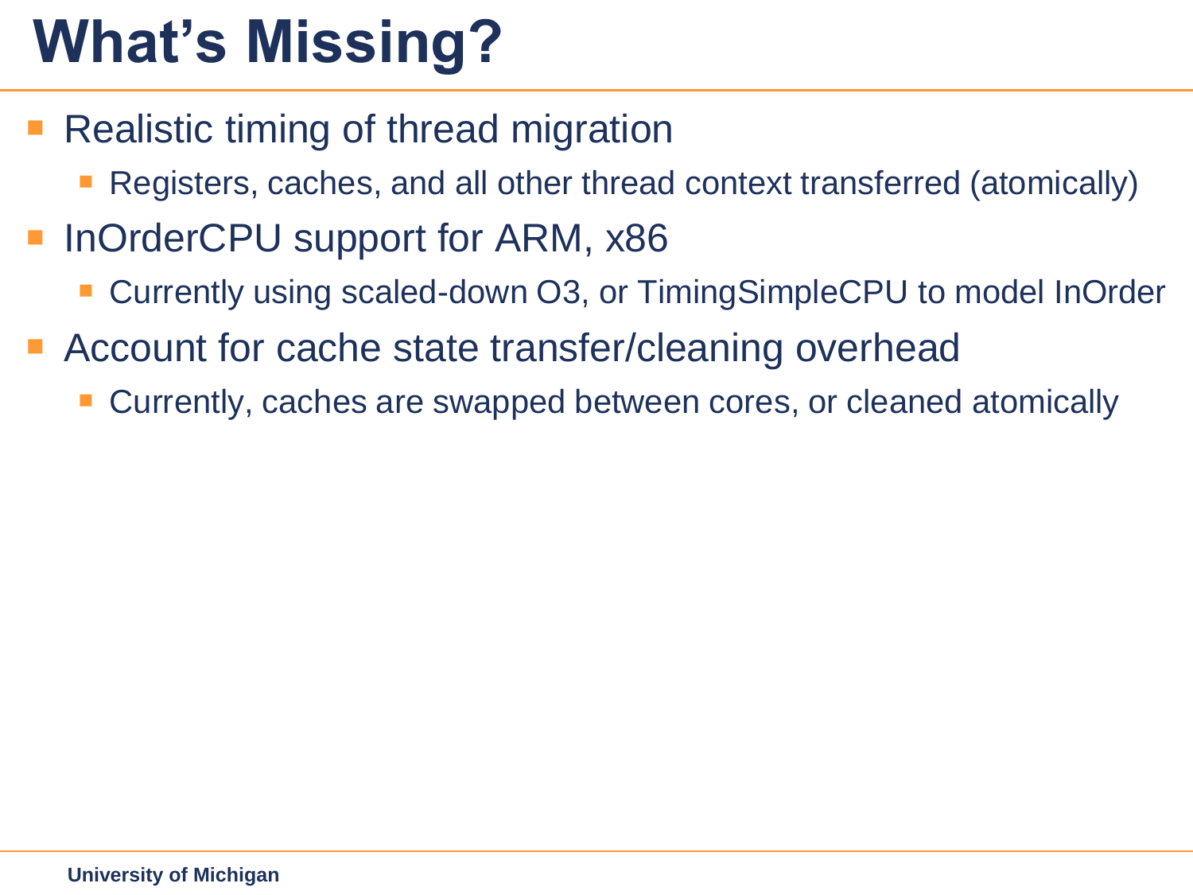# What's Missing?

- Realistic timing of thread migration
  - Registers, caches, and all other thread context transferred (atomically)
- InOrderCPU support for ARM, x86
  - Currently using scaled-down O3, or TimingSimpleCPU to model InOrder
- Account for cache state transfer/cleaning overhead
  - Currently, caches are swapped between cores, or cleaned atomically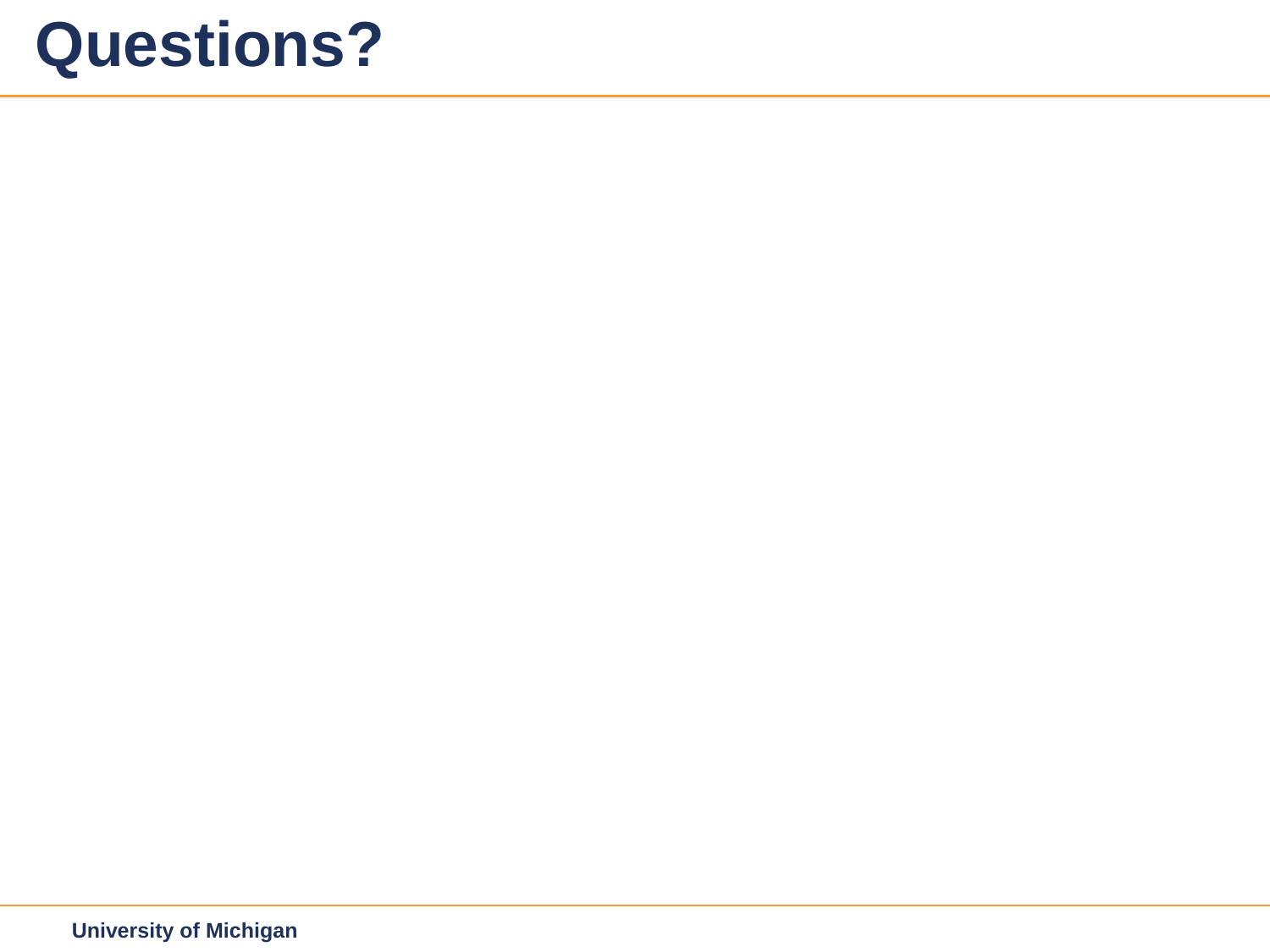# Questions?